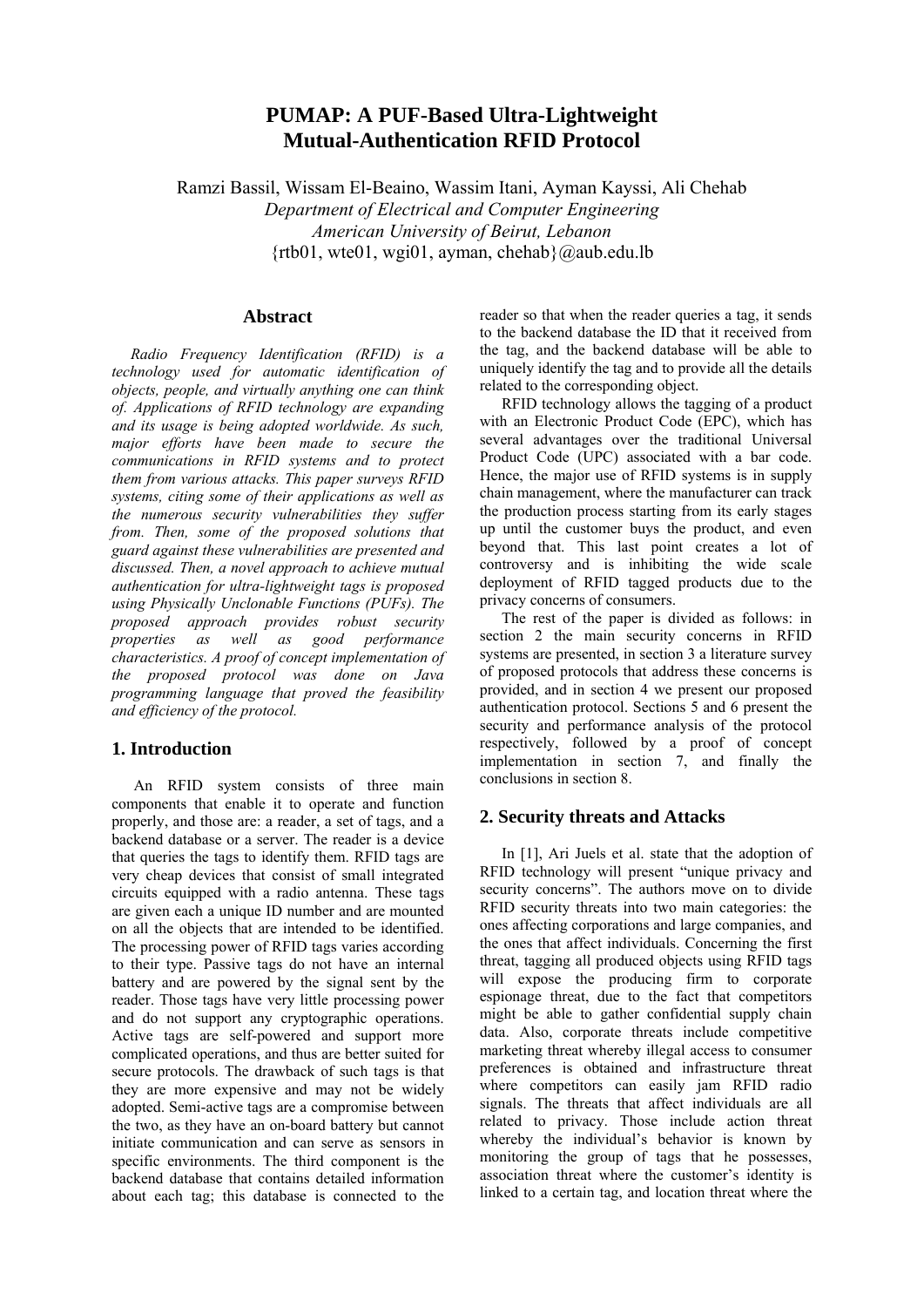# PUMAP: A PUF-Based Ultra-Lightweight Mutual-Authentication RFID Protocol

Ramzi Bassil, Wissam El-Beaino, Wassim Itani, Ayman Kayssi, Ali Chehab
*Department of Electrical and Computer Engineering*
*American University of Beirut, Lebanon*
{rtb01, wte01, wgi01, ayman, chehab}@aub.edu.lb

## Abstract

*Radio Frequency Identification (RFID) is a technology used for automatic identification of objects, people, and virtually anything one can think of. Applications of RFID technology are expanding and its usage is being adopted worldwide. As such, major efforts have been made to secure the communications in RFID systems and to protect them from various attacks. This paper surveys RFID systems, citing some of their applications as well as the numerous security vulnerabilities they suffer from. Then, some of the proposed solutions that guard against these vulnerabilities are presented and discussed. Then, a novel approach to achieve mutual authentication for ultra-lightweight tags is proposed using Physically Unclonable Functions (PUFs). The proposed approach provides robust security properties as well as good performance characteristics. A proof of concept implementation of the proposed protocol was done on Java programming language that proved the feasibility and efficiency of the protocol.*

## 1. Introduction

An RFID system consists of three main components that enable it to operate and function properly, and those are: a reader, a set of tags, and a backend database or a server. The reader is a device that queries the tags to identify them. RFID tags are very cheap devices that consist of small integrated circuits equipped with a radio antenna. These tags are given each a unique ID number and are mounted on all the objects that are intended to be identified. The processing power of RFID tags varies according to their type. Passive tags do not have an internal battery and are powered by the signal sent by the reader. Those tags have very little processing power and do not support any cryptographic operations. Active tags are self-powered and support more complicated operations, and thus are better suited for secure protocols. The drawback of such tags is that they are more expensive and may not be widely adopted. Semi-active tags are a compromise between the two, as they have an on-board battery but cannot initiate communication and can serve as sensors in specific environments. The third component is the backend database that contains detailed information about each tag; this database is connected to the reader so that when the reader queries a tag, it sends to the backend database the ID that it received from the tag, and the backend database will be able to uniquely identify the tag and to provide all the details related to the corresponding object.

RFID technology allows the tagging of a product with an Electronic Product Code (EPC), which has several advantages over the traditional Universal Product Code (UPC) associated with a bar code. Hence, the major use of RFID systems is in supply chain management, where the manufacturer can track the production process starting from its early stages up until the customer buys the product, and even beyond that. This last point creates a lot of controversy and is inhibiting the wide scale deployment of RFID tagged products due to the privacy concerns of consumers.

The rest of the paper is divided as follows: in section 2 the main security concerns in RFID systems are presented, in section 3 a literature survey of proposed protocols that address these concerns is provided, and in section 4 we present our proposed authentication protocol. Sections 5 and 6 present the security and performance analysis of the protocol respectively, followed by a proof of concept implementation in section 7, and finally the conclusions in section 8.

## 2. Security threats and Attacks

In [1], Ari Juels et al. state that the adoption of RFID technology will present "unique privacy and security concerns". The authors move on to divide RFID security threats into two main categories: the ones affecting corporations and large companies, and the ones that affect individuals. Concerning the first threat, tagging all produced objects using RFID tags will expose the producing firm to corporate espionage threat, due to the fact that competitors might be able to gather confidential supply chain data. Also, corporate threats include competitive marketing threat whereby illegal access to consumer preferences is obtained and infrastructure threat where competitors can easily jam RFID radio signals. The threats that affect individuals are all related to privacy. Those include action threat whereby the individual's behavior is known by monitoring the group of tags that he possesses, association threat where the customer's identity is linked to a certain tag, and location threat where the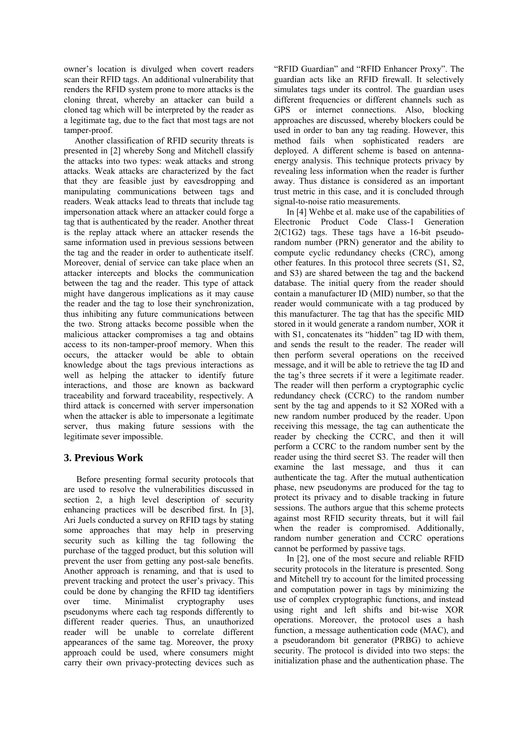owner's location is divulged when covert readers scan their RFID tags. An additional vulnerability that renders the RFID system prone to more attacks is the cloning threat, whereby an attacker can build a cloned tag which will be interpreted by the reader as a legitimate tag, due to the fact that most tags are not tamper-proof.

Another classification of RFID security threats is presented in [2] whereby Song and Mitchell classify the attacks into two types: weak attacks and strong attacks. Weak attacks are characterized by the fact that they are feasible just by eavesdropping and manipulating communications between tags and readers. Weak attacks lead to threats that include tag impersonation attack where an attacker could forge a tag that is authenticated by the reader. Another threat is the replay attack where an attacker resends the same information used in previous sessions between the tag and the reader in order to authenticate itself. Moreover, denial of service can take place when an attacker intercepts and blocks the communication between the tag and the reader. This type of attack might have dangerous implications as it may cause the reader and the tag to lose their synchronization, thus inhibiting any future communications between the two. Strong attacks become possible when the malicious attacker compromises a tag and obtains access to its non-tamper-proof memory. When this occurs, the attacker would be able to obtain knowledge about the tags previous interactions as well as helping the attacker to identify future interactions, and those are known as backward traceability and forward traceability, respectively. A third attack is concerned with server impersonation when the attacker is able to impersonate a legitimate server, thus making future sessions with the legitimate sever impossible.

## 3. Previous Work

Before presenting formal security protocols that are used to resolve the vulnerabilities discussed in section 2, a high level description of security enhancing practices will be described first. In [3], Ari Juels conducted a survey on RFID tags by stating some approaches that may help in preserving security such as killing the tag following the purchase of the tagged product, but this solution will prevent the user from getting any post-sale benefits. Another approach is renaming, and that is used to prevent tracking and protect the user's privacy. This could be done by changing the RFID tag identifiers over time. Minimalist cryptography uses pseudonyms where each tag responds differently to different reader queries. Thus, an unauthorized reader will be unable to correlate different appearances of the same tag. Moreover, the proxy approach could be used, where consumers might carry their own privacy-protecting devices such as "RFID Guardian" and "RFID Enhancer Proxy". The guardian acts like an RFID firewall. It selectively simulates tags under its control. The guardian uses different frequencies or different channels such as GPS or internet connections. Also, blocking approaches are discussed, whereby blockers could be used in order to ban any tag reading. However, this method fails when sophisticated readers are deployed. A different scheme is based on antenna-energy analysis. This technique protects privacy by revealing less information when the reader is further away. Thus distance is considered as an important trust metric in this case, and it is concluded through signal-to-noise ratio measurements.

In [4] Wehbe et al. make use of the capabilities of Electronic Product Code Class-1 Generation 2(C1G2) tags. These tags have a 16-bit pseudo-random number (PRN) generator and the ability to compute cyclic redundancy checks (CRC), among other features. In this protocol three secrets (S1, S2, and S3) are shared between the tag and the backend database. The initial query from the reader should contain a manufacturer ID (MID) number, so that the reader would communicate with a tag produced by this manufacturer. The tag that has the specific MID stored in it would generate a random number, XOR it with S1, concatenates its "hidden" tag ID with them, and sends the result to the reader. The reader will then perform several operations on the received message, and it will be able to retrieve the tag ID and the tag's three secrets if it were a legitimate reader. The reader will then perform a cryptographic cyclic redundancy check (CCRC) to the random number sent by the tag and appends to it S2 XORed with a new random number produced by the reader. Upon receiving this message, the tag can authenticate the reader by checking the CCRC, and then it will perform a CCRC to the random number sent by the reader using the third secret S3. The reader will then examine the last message, and thus it can authenticate the tag. After the mutual authentication phase, new pseudonyms are produced for the tag to protect its privacy and to disable tracking in future sessions. The authors argue that this scheme protects against most RFID security threats, but it will fail when the reader is compromised. Additionally, random number generation and CCRC operations cannot be performed by passive tags.

In [2], one of the most secure and reliable RFID security protocols in the literature is presented. Song and Mitchell try to account for the limited processing and computation power in tags by minimizing the use of complex cryptographic functions, and instead using right and left shifts and bit-wise XOR operations. Moreover, the protocol uses a hash function, a message authentication code (MAC), and a pseudorandom bit generator (PRBG) to achieve security. The protocol is divided into two steps: the initialization phase and the authentication phase. The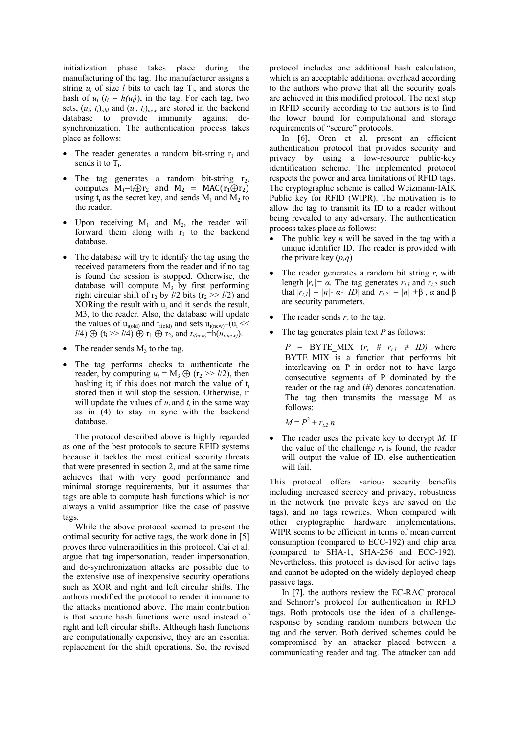initialization phase takes place during the manufacturing of the tag. The manufacturer assigns a string $u_i$ of size $l$ bits to each tag $T_i$, and stores the hash of $u_i$ ($t_i = h(u_i)$), in the tag. For each tag, two sets, $(u_i, t_i)_{old}$ and $(u_i, t_i)_{new}$ are stored in the backend database to provide immunity against de-synchronization. The authentication process takes place as follows:

- The reader generates a random bit-string $r_1$ and sends it to $T_i$.
- The tag generates a random bit-string $r_2$, computes $M_1 = t_i \oplus r_2$ and $M_2 = MAC(r_1 \oplus r_2)$ using $t_i$ as the secret key, and sends $M_1$ and $M_2$ to the reader.
- Upon receiving $M_1$ and $M_2$, the reader will forward them along with $r_1$ to the backend database.
- The database will try to identify the tag using the received parameters from the reader and if no tag is found the session is stopped. Otherwise, the database will compute $M_3$ by first performing right circular shift of $r_2$ by $l/2$ bits ($r_2 >> l/2$) and XORing the result with $u_i$ and it sends the result, M3, to the reader. Also, the database will update the values of $u_{i(old)}$ and $t_{i(old)}$ and sets $u_{i(new)} = (u_i << l/4) \oplus (t_i >> l/4) \oplus r_1 \oplus r_2$, and $t_{i(new)} = h(u_{i(new)})$.
- The reader sends $M_3$ to the tag.
- The tag performs checks to authenticate the reader, by computing $u_i = M_3 \oplus (r_2 >> l/2)$, then hashing it; if this does not match the value of $t_i$ stored then it will stop the session. Otherwise, it will update the values of $u_i$ and $t_i$ in the same way as in (4) to stay in sync with the backend database.

The protocol described above is highly regarded as one of the best protocols to secure RFID systems because it tackles the most critical security threats that were presented in section 2, and at the same time achieves that with very good performance and minimal storage requirements, but it assumes that tags are able to compute hash functions which is not always a valid assumption like the case of passive tags.

While the above protocol seemed to present the optimal security for active tags, the work done in [5] proves three vulnerabilities in this protocol. Cai et al. argue that tag impersonation, reader impersonation, and de-synchronization attacks are possible due to the extensive use of inexpensive security operations such as XOR and right and left circular shifts. The authors modified the protocol to render it immune to the attacks mentioned above. The main contribution is that secure hash functions were used instead of right and left circular shifts. Although hash functions are computationally expensive, they are an essential replacement for the shift operations. So, the revised protocol includes one additional hash calculation, which is an acceptable additional overhead according to the authors who prove that all the security goals are achieved in this modified protocol. The next step in RFID security according to the authors is to find the lower bound for computational and storage requirements of "secure" protocols.

In [6], Oren et al. present an efficient authentication protocol that provides security and privacy by using a low-resource public-key identification scheme. The implemented protocol respects the power and area limitations of RFID tags. The cryptographic scheme is called Weizmann-IAIK Public key for RFID (WIPR). The motivation is to allow the tag to transmit its ID to a reader without being revealed to any adversary. The authentication process takes place as follows:

- The public key $n$ will be saved in the tag with a unique identifier ID. The reader is provided with the private key $(p,q)$
- The reader generates a random bit string $r_r$ with length $|r_r| = \alpha$. The tag generates $r_{t,1}$ and $r_{t,2}$ such that $|r_{t,1}| = |n| - \alpha - |ID|$ and $|r_{t,2}| = |n| + \beta$ , $\alpha$ and $\beta$ are security parameters.
- The reader sends $r_r$ to the tag.
- The tag generates plain text $P$ as follows:

  $P$ = BYTE_MIX ($r_r$ # $r_{t,1}$ # $ID$) where BYTE_MIX is a function that performs bit interleaving on P in order not to have large consecutive segments of P dominated by the reader or the tag and (#) denotes concatenation. The tag then transmits the message M as follows:

  $M = P^2 + r_{t,2}.n$

- The reader uses the private key to decrypt $M$. If the value of the challenge $r_r$ is found, the reader will output the value of ID, else authentication will fail.

This protocol offers various security benefits including increased secrecy and privacy, robustness in the network (no private keys are saved on the tags), and no tags rewrites. When compared with other cryptographic hardware implementations, WIPR seems to be efficient in terms of mean current consumption (compared to ECC-192) and chip area (compared to SHA-1, SHA-256 and ECC-192). Nevertheless, this protocol is devised for active tags and cannot be adopted on the widely deployed cheap passive tags.

In [7], the authors review the EC-RAC protocol and Schnorr's protocol for authentication in RFID tags. Both protocols use the idea of a challenge-response by sending random numbers between the tag and the server. Both derived schemes could be compromised by an attacker placed between a communicating reader and tag. The attacker can add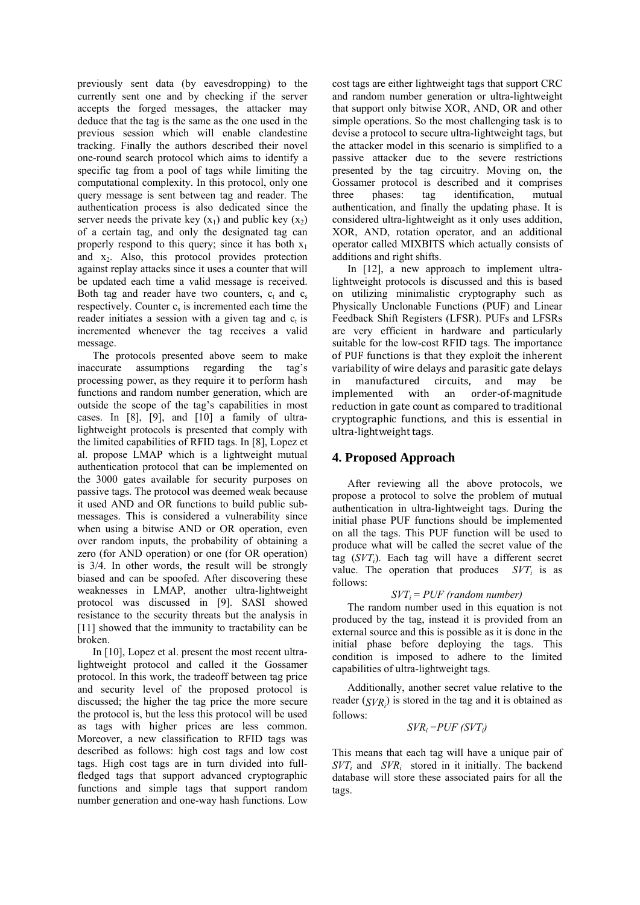previously sent data (by eavesdropping) to the currently sent one and by checking if the server accepts the forged messages, the attacker may deduce that the tag is the same as the one used in the previous session which will enable clandestine tracking. Finally the authors described their novel one-round search protocol which aims to identify a specific tag from a pool of tags while limiting the computational complexity. In this protocol, only one query message is sent between tag and reader. The authentication process is also dedicated since the server needs the private key ($x_1$) and public key ($x_2$) of a certain tag, and only the designated tag can properly respond to this query; since it has both $x_1$ and $x_2$. Also, this protocol provides protection against replay attacks since it uses a counter that will be updated each time a valid message is received. Both tag and reader have two counters, $c_t$ and $c_s$ respectively. Counter $c_s$ is incremented each time the reader initiates a session with a given tag and $c_t$ is incremented whenever the tag receives a valid message.

The protocols presented above seem to make inaccurate assumptions regarding the tag's processing power, as they require it to perform hash functions and random number generation, which are outside the scope of the tag's capabilities in most cases. In [8], [9], and [10] a family of ultra-lightweight protocols is presented that comply with the limited capabilities of RFID tags. In [8], Lopez et al. propose LMAP which is a lightweight mutual authentication protocol that can be implemented on the 3000 gates available for security purposes on passive tags. The protocol was deemed weak because it used AND and OR functions to build public sub-messages. This is considered a vulnerability since when using a bitwise AND or OR operation, even over random inputs, the probability of obtaining a zero (for AND operation) or one (for OR operation) is 3/4. In other words, the result will be strongly biased and can be spoofed. After discovering these weaknesses in LMAP, another ultra-lightweight protocol was discussed in [9]. SASI showed resistance to the security threats but the analysis in [11] showed that the immunity to tractability can be broken.

In [10], Lopez et al. present the most recent ultra-lightweight protocol and called it the Gossamer protocol. In this work, the tradeoff between tag price and security level of the proposed protocol is discussed; the higher the tag price the more secure the protocol is, but the less this protocol will be used as tags with higher prices are less common. Moreover, a new classification to RFID tags was described as follows: high cost tags and low cost tags. High cost tags are in turn divided into full-fledged tags that support advanced cryptographic functions and simple tags that support random number generation and one-way hash functions. Low cost tags are either lightweight tags that support CRC and random number generation or ultra-lightweight that support only bitwise XOR, AND, OR and other simple operations. So the most challenging task is to devise a protocol to secure ultra-lightweight tags, but the attacker model in this scenario is simplified to a passive attacker due to the severe restrictions presented by the tag circuitry. Moving on, the Gossamer protocol is described and it comprises three phases: tag identification, mutual authentication, and finally the updating phase. It is considered ultra-lightweight as it only uses addition, XOR, AND, rotation operator, and an additional operator called MIXBITS which actually consists of additions and right shifts.

In [12], a new approach to implement ultra-lightweight protocols is discussed and this is based on utilizing minimalistic cryptography such as Physically Unclonable Functions (PUF) and Linear Feedback Shift Registers (LFSR). PUFs and LFSRs are very efficient in hardware and particularly suitable for the low-cost RFID tags. The importance of PUF functions is that they exploit the inherent variability of wire delays and parasitic gate delays in manufactured circuits, and may be implemented with an order-of-magnitude reduction in gate count as compared to traditional cryptographic functions, and this is essential in ultra-lightweight tags.

## 4. Proposed Approach

After reviewing all the above protocols, we propose a protocol to solve the problem of mutual authentication in ultra-lightweight tags. During the initial phase PUF functions should be implemented on all the tags. This PUF function will be used to produce what will be called the secret value of the tag ($SVT_i$). Each tag will have a different secret value. The operation that produces $SVT_i$ is as follows:

$$SVT_i = PUF\ (random\ number)$$

The random number used in this equation is not produced by the tag, instead it is provided from an external source and this is possible as it is done in the initial phase before deploying the tags. This condition is imposed to adhere to the limited capabilities of ultra-lightweight tags.

Additionally, another secret value relative to the reader ($SVR_i$) is stored in the tag and it is obtained as follows:

$$SVR_i = PUF\ (SVT_i)$$

This means that each tag will have a unique pair of $SVT_i$ and $SVR_i$ stored in it initially. The backend database will store these associated pairs for all the tags.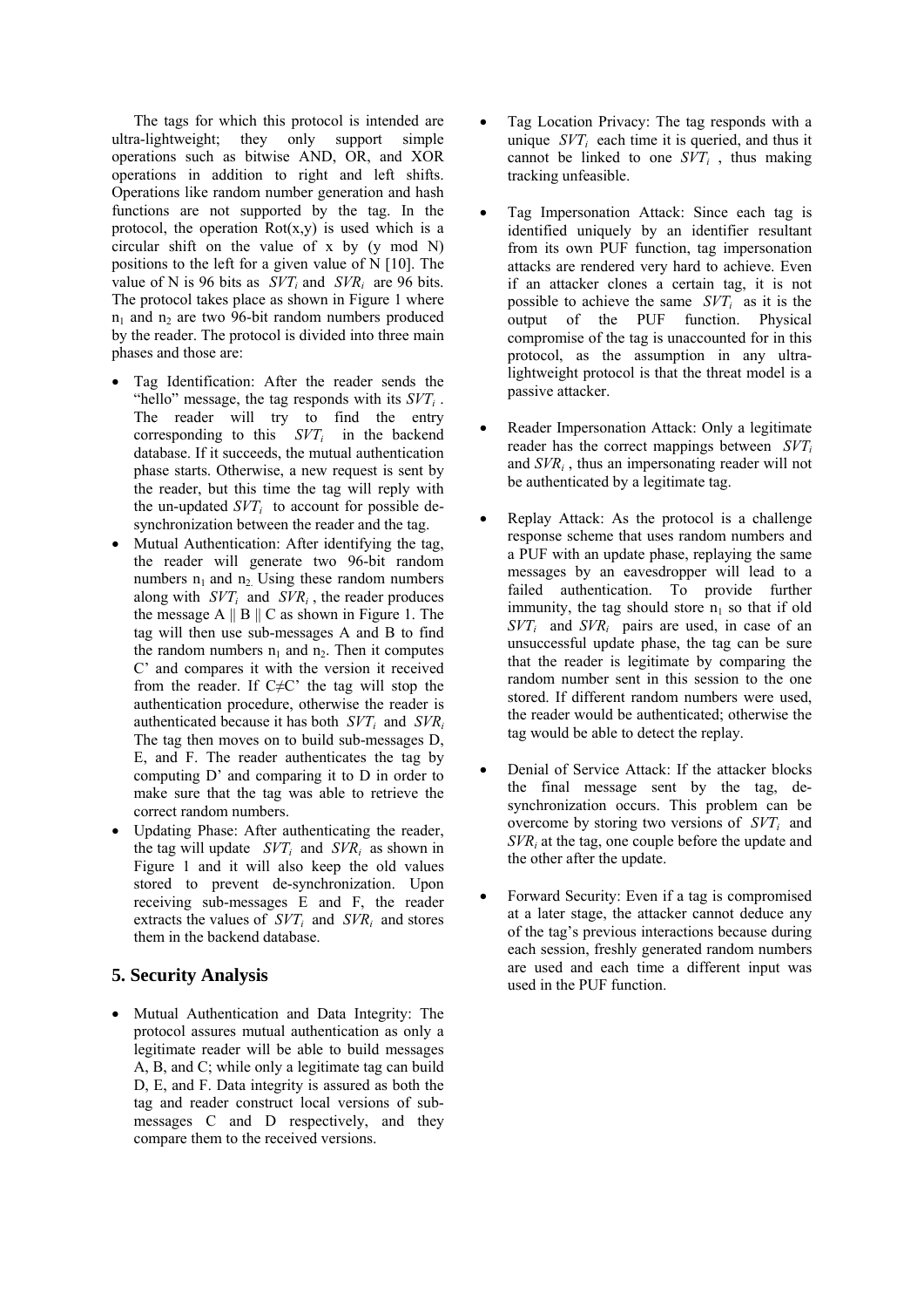The tags for which this protocol is intended are ultra-lightweight; they only support simple operations such as bitwise AND, OR, and XOR operations in addition to right and left shifts. Operations like random number generation and hash functions are not supported by the tag. In the protocol, the operation Rot(x,y) is used which is a circular shift on the value of x by (y mod N) positions to the left for a given value of N [10]. The value of N is 96 bits as $SVT_i$ and $SVR_i$ are 96 bits. The protocol takes place as shown in Figure 1 where $n_1$ and $n_2$ are two 96-bit random numbers produced by the reader. The protocol is divided into three main phases and those are:

- Tag Identification: After the reader sends the "hello" message, the tag responds with its $SVT_i$ . The reader will try to find the entry corresponding to this $SVT_i$ in the backend database. If it succeeds, the mutual authentication phase starts. Otherwise, a new request is sent by the reader, but this time the tag will reply with the un-updated $SVT_i$ to account for possible de-synchronization between the reader and the tag.
- Mutual Authentication: After identifying the tag, the reader will generate two 96-bit random numbers $n_1$ and $n_2$. Using these random numbers along with $SVT_i$ and $SVR_i$ , the reader produces the message A || B || C as shown in Figure 1. The tag will then use sub-messages A and B to find the random numbers $n_1$ and $n_2$. Then it computes C' and compares it with the version it received from the reader. If C≠C' the tag will stop the authentication procedure, otherwise the reader is authenticated because it has both $SVT_i$ and $SVR_i$ The tag then moves on to build sub-messages D, E, and F. The reader authenticates the tag by computing D' and comparing it to D in order to make sure that the tag was able to retrieve the correct random numbers.
- Updating Phase: After authenticating the reader, the tag will update $SVT_i$ and $SVR_i$ as shown in Figure 1 and it will also keep the old values stored to prevent de-synchronization. Upon receiving sub-messages E and F, the reader extracts the values of $SVT_i$ and $SVR_i$ and stores them in the backend database.

## 5. Security Analysis

- Mutual Authentication and Data Integrity: The protocol assures mutual authentication as only a legitimate reader will be able to build messages A, B, and C; while only a legitimate tag can build D, E, and F. Data integrity is assured as both the tag and reader construct local versions of sub-messages C and D respectively, and they compare them to the received versions.
- Tag Location Privacy: The tag responds with a unique $SVT_i$ each time it is queried, and thus it cannot be linked to one $SVT_i$ , thus making tracking unfeasible.
- Tag Impersonation Attack: Since each tag is identified uniquely by an identifier resultant from its own PUF function, tag impersonation attacks are rendered very hard to achieve. Even if an attacker clones a certain tag, it is not possible to achieve the same $SVT_i$ as it is the output of the PUF function. Physical compromise of the tag is unaccounted for in this protocol, as the assumption in any ultra-lightweight protocol is that the threat model is a passive attacker.
- Reader Impersonation Attack: Only a legitimate reader has the correct mappings between $SVT_i$ and $SVR_i$ , thus an impersonating reader will not be authenticated by a legitimate tag.
- Replay Attack: As the protocol is a challenge response scheme that uses random numbers and a PUF with an update phase, replaying the same messages by an eavesdropper will lead to a failed authentication. To provide further immunity, the tag should store $n_1$ so that if old $SVT_i$ and $SVR_i$ pairs are used, in case of an unsuccessful update phase, the tag can be sure that the reader is legitimate by comparing the random number sent in this session to the one stored. If different random numbers were used, the reader would be authenticated; otherwise the tag would be able to detect the replay.
- Denial of Service Attack: If the attacker blocks the final message sent by the tag, de-synchronization occurs. This problem can be overcome by storing two versions of $SVT_i$ and $SVR_i$ at the tag, one couple before the update and the other after the update.
- Forward Security: Even if a tag is compromised at a later stage, the attacker cannot deduce any of the tag's previous interactions because during each session, freshly generated random numbers are used and each time a different input was used in the PUF function.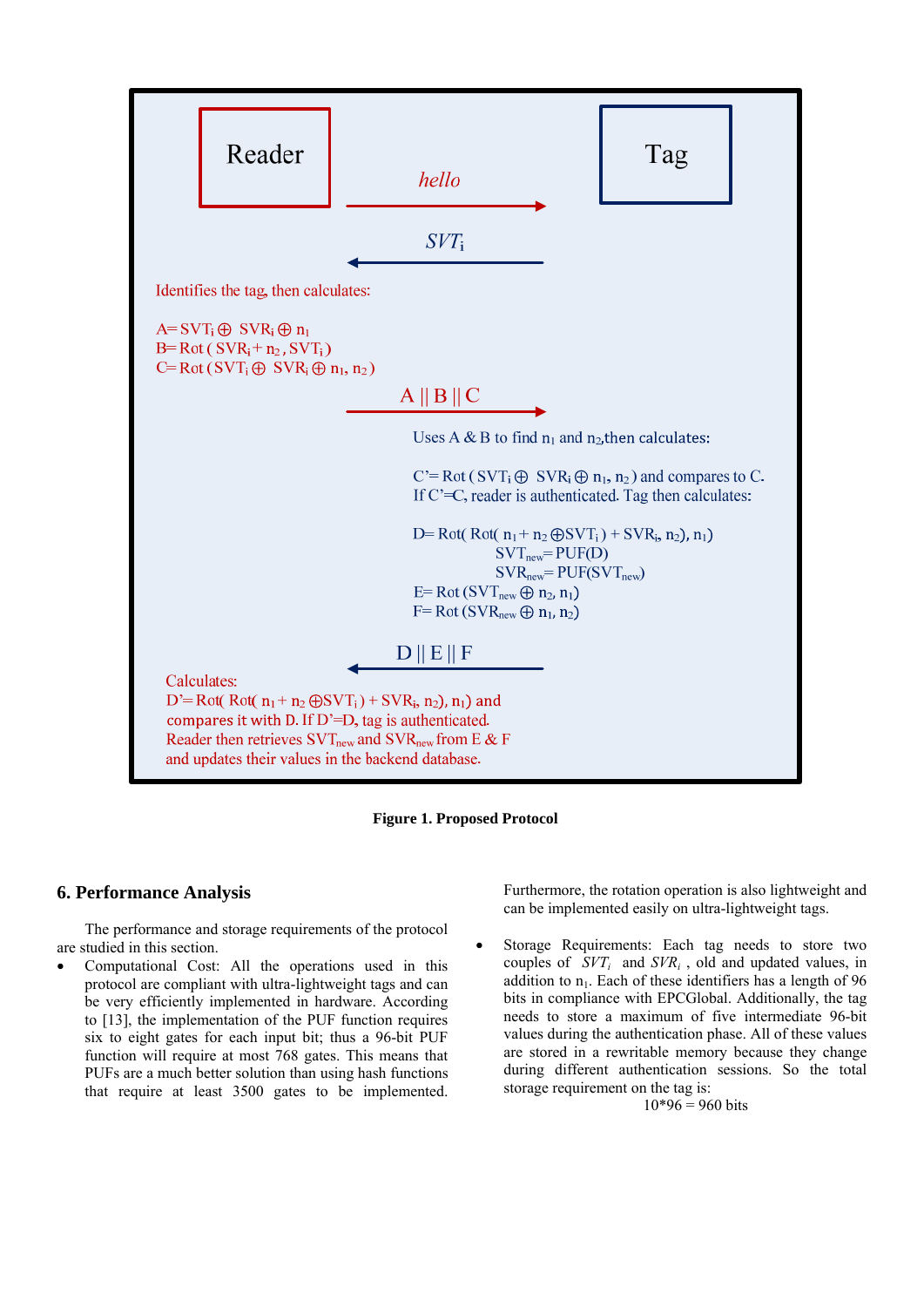Reader

Tag

*hello*

$SVT_i$

Identifies the tag, then calculates:

$A = SVT_i \oplus SVR_i \oplus n_1$
$B = Rot(SVR_i + n_2, SVT_i)$
$C = Rot(SVT_i \oplus SVR_i \oplus n_1, n_2)$

A || B || C

Uses A & B to find $n_1$ and $n_2$, then calculates:

$C' = Rot(SVT_i \oplus SVR_i \oplus n_1, n_2)$ and compares to C. If C'=C, reader is authenticated. Tag then calculates:

$D = Rot(Rot(n_1 + n_2 \oplus SVT_i) + SVR_i, n_2), n_1)$
$SVT_{new} = PUF(D)$
$SVR_{new} = PUF(SVT_{new})$
$E = Rot(SVT_{new} \oplus n_2, n_1)$
$F = Rot(SVR_{new} \oplus n_1, n_2)$

D || E || F

Calculates:
$D' = Rot(Rot(n_1 + n_2 \oplus SVT_i) + SVR_i, n_2), n_1)$ and compares it with D. If D'=D, tag is authenticated. Reader then retrieves $SVT_{new}$ and $SVR_{new}$ from E & F and updates their values in the backend database.

**Figure 1. Proposed Protocol**

## 6. Performance Analysis

The performance and storage requirements of the protocol are studied in this section.

- Computational Cost: All the operations used in this protocol are compliant with ultra-lightweight tags and can be very efficiently implemented in hardware. According to [13], the implementation of the PUF function requires six to eight gates for each input bit; thus a 96-bit PUF function will require at most 768 gates. This means that PUFs are a much better solution than using hash functions that require at least 3500 gates to be implemented. Furthermore, the rotation operation is also lightweight and can be implemented easily on ultra-lightweight tags.
- Storage Requirements: Each tag needs to store two couples of $SVT_i$ and $SVR_i$, old and updated values, in addition to $n_1$. Each of these identifiers has a length of 96 bits in compliance with EPCGlobal. Additionally, the tag needs to store a maximum of five intermediate 96-bit values during the authentication phase. All of these values are stored in a rewritable memory because they change during different authentication sessions. So the total storage requirement on the tag is:

$$10*96 = 960 \text{ bits}$$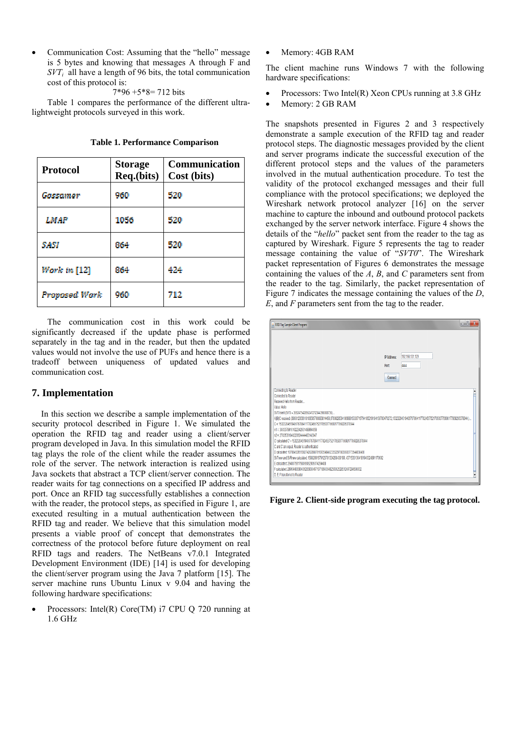- Communication Cost: Assuming that the "hello" message is 5 bytes and knowing that messages A through F and $SVT_i$ all have a length of 96 bits, the total communication cost of this protocol is:

$$7*96 + 5*8 = 712 \text{ bits}$$

Table 1 compares the performance of the different ultra-lightweight protocols surveyed in this work.

**Table 1. Performance Comparison**

| Protocol | Storage Req.(bits) | Communication Cost (bits) |
|---|---|---|
| Gossamer | 960 | 520 |
| LMAP | 1056 | 520 |
| SASI | 864 | 520 |
| Work in [12] | 864 | 424 |
| Proposed Work | 960 | 712 |

The communication cost in this work could be significantly decreased if the update phase is performed separately in the tag and in the reader, but then the updated values would not involve the use of PUFs and hence there is a tradeoff between uniqueness of updated values and communication cost.

## 7. Implementation

In this section we describe a sample implementation of the security protocol described in Figure 1. We simulated the operation the RFID tag and reader using a client/server program developed in Java. In this simulation model the RFID tag plays the role of the client while the reader assumes the role of the server. The network interaction is realized using Java sockets that abstract a TCP client/server connection. The reader waits for tag connections on a specified IP address and port. Once an RFID tag successfully establishes a connection with the reader, the protocol steps, as specified in Figure 1, are executed resulting in a mutual authentication between the RFID tag and reader. We believe that this simulation model presents a viable proof of concept that demonstrates the correctness of the protocol before future deployment on real RFID tags and readers. The NetBeans v7.0.1 Integrated Development Environment (IDE) [14] is used for developing the client/server program using the Java 7 platform [15]. The server machine runs Ubuntu Linux v 9.04 and having the following hardware specifications:

- Processors: Intel(R) Core(TM) i7 CPU Q 720 running at 1.6 GHz
- Memory: 4GB RAM

The client machine runs Windows 7 with the following hardware specifications:

- Processors: Two Intel(R) Xeon CPUs running at 3.8 GHz
- Memory: 2 GB RAM

The snapshots presented in Figures 2 and 3 respectively demonstrate a sample execution of the RFID tag and reader protocol steps. The diagnostic messages provided by the client and server programs indicate the successful execution of the different protocol steps and the values of the parameters involved in the mutual authentication procedure. To test the validity of the protocol exchanged messages and their full compliance with the protocol specifications; we deployed the Wireshark network protocol analyzer [16] on the server machine to capture the inbound and outbound protocol packets exchanged by the server network interface. Figure 4 shows the details of the "*hello*" packet sent from the reader to the tag as captured by Wireshark. Figure 5 represents the tag to reader message containing the value of "*SVT0*". The Wireshark packet representation of Figures 6 demonstrates the message containing the values of the *A*, *B*, and *C* parameters sent from the reader to the tag. Similarly, the packet representation of Figure 7 indicates the message containing the values of the *D*, *E*, and *F* parameters sent from the tag to the reader.

**Figure 2. Client-side program executing the tag protocol.**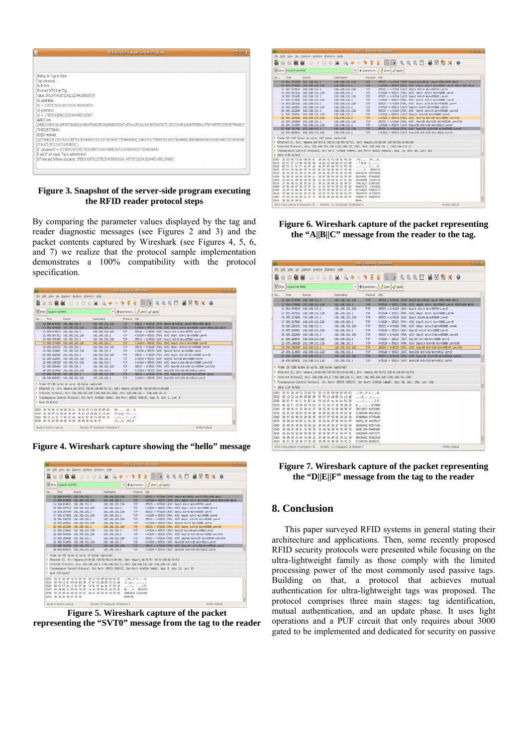Figure 3. Snapshot of the server-side program executing the RFID reader protocol steps

By comparing the parameter values displayed by the tag and reader diagnostic messages (see Figures 2 and 3) and the packet contents captured by Wireshark (see Figures 4, 5, 6, and 7) we realize that the protocol sample implementation demonstrates a 100% compatibility with the protocol specification.

Figure 4. Wireshark capture showing the "hello" message

Figure 5. Wireshark capture of the packet representing the "SVT0" message from the tag to the reader

Figure 6. Wireshark capture of the packet representing the "A||B||C" message from the reader to the tag.

Figure 7. Wireshark capture of the packet representing the "D||E||F" message from the tag to the reader

## 8. Conclusion

This paper surveyed RFID systems in general stating their architecture and applications. Then, some recently proposed RFID security protocols were presented while focusing on the ultra-lightweight family as those comply with the limited processing power of the most commonly used passive tags. Building on that, a protocol that achieves mutual authentication for ultra-lightweight tags was proposed. The protocol comprises three main stages: tag identification, mutual authentication, and an update phase. It uses light operations and a PUF circuit that only requires about 3000 gated to be implemented and dedicated for security on passive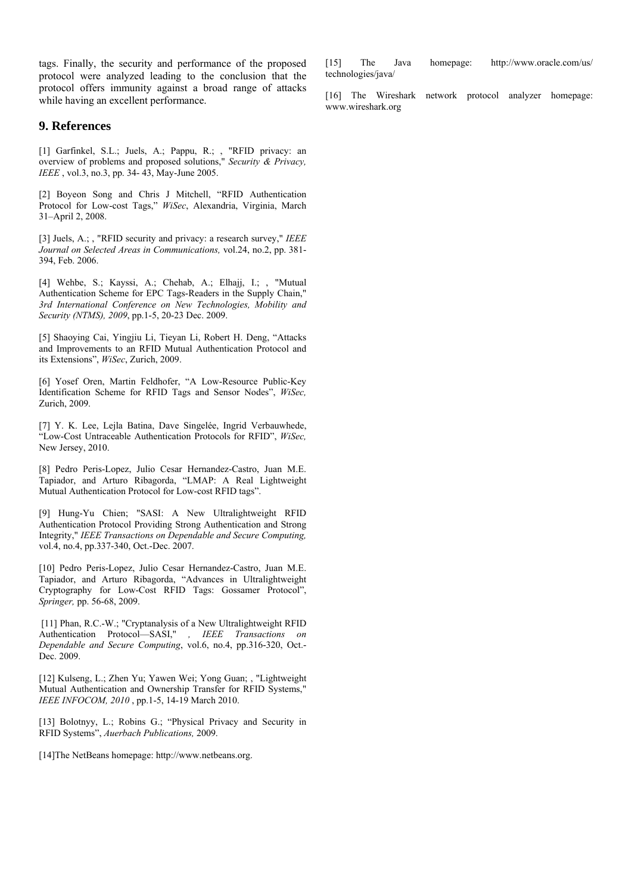tags. Finally, the security and performance of the proposed protocol were analyzed leading to the conclusion that the protocol offers immunity against a broad range of attacks while having an excellent performance.

## 9. References

[1] Garfinkel, S.L.; Juels, A.; Pappu, R.; , "RFID privacy: an overview of problems and proposed solutions," *Security & Privacy, IEEE* , vol.3, no.3, pp. 34- 43, May-June 2005.

[2] Boyeon Song and Chris J Mitchell, “RFID Authentication Protocol for Low-cost Tags,” *WiSec*, Alexandria, Virginia, March 31–April 2, 2008.

[3] Juels, A.; , "RFID security and privacy: a research survey," *IEEE Journal on Selected Areas in Communications,* vol.24, no.2, pp. 381-394, Feb. 2006.

[4] Wehbe, S.; Kayssi, A.; Chehab, A.; Elhajj, I.; , "Mutual Authentication Scheme for EPC Tags-Readers in the Supply Chain," *3rd International Conference on New Technologies, Mobility and Security (NTMS), 2009*, pp.1-5, 20-23 Dec. 2009.

[5] Shaoying Cai, Yingjiu Li, Tieyan Li, Robert H. Deng, “Attacks and Improvements to an RFID Mutual Authentication Protocol and its Extensions”, *WiSec*, Zurich, 2009.

[6] Yosef Oren, Martin Feldhofer, “A Low-Resource Public-Key Identification Scheme for RFID Tags and Sensor Nodes”, *WiSec,* Zurich, 2009.

[7] Y. K. Lee, Lejla Batina, Dave Singelée, Ingrid Verbauwhede, “Low-Cost Untraceable Authentication Protocols for RFID”, *WiSec,* New Jersey, 2010.

[8] Pedro Peris-Lopez, Julio Cesar Hernandez-Castro, Juan M.E. Tapiador, and Arturo Ribagorda, “LMAP: A Real Lightweight Mutual Authentication Protocol for Low-cost RFID tags”.

[9] Hung-Yu Chien; "SASI: A New Ultralightweight RFID Authentication Protocol Providing Strong Authentication and Strong Integrity," *IEEE Transactions on Dependable and Secure Computing,* vol.4, no.4, pp.337-340, Oct.-Dec. 2007.

[10] Pedro Peris-Lopez, Julio Cesar Hernandez-Castro, Juan M.E. Tapiador, and Arturo Ribagorda, “Advances in Ultralightweight Cryptography for Low-Cost RFID Tags: Gossamer Protocol”, *Springer,* pp. 56-68, 2009.

[11] Phan, R.C.-W.; "Cryptanalysis of a New Ultralightweight RFID Authentication Protocol—SASI," *, IEEE Transactions on Dependable and Secure Computing*, vol.6, no.4, pp.316-320, Oct.-Dec. 2009.

[12] Kulseng, L.; Zhen Yu; Yawen Wei; Yong Guan; , "Lightweight Mutual Authentication and Ownership Transfer for RFID Systems," *IEEE INFOCOM, 2010* , pp.1-5, 14-19 March 2010.

[13] Bolotnyy, L.; Robins G.; “Physical Privacy and Security in RFID Systems”, *Auerbach Publications,* 2009.

[14]The NetBeans homepage: http://www.netbeans.org.

[15] The Java homepage: http://www.oracle.com/us/technologies/java/

[16] The Wireshark network protocol analyzer homepage: www.wireshark.org